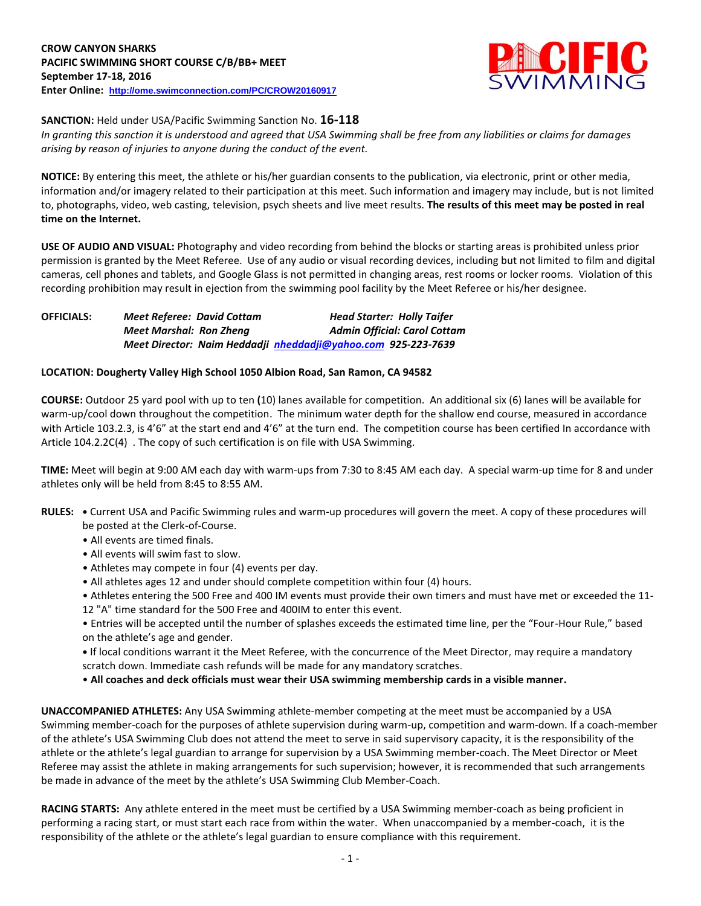**CROW CANYON SHARKS**
**PACIFIC SWIMMING SHORT COURSE C/B/BB+ MEET**
**September 17-18, 2016**
**Enter Online: http://ome.swimconnection.com/PC/CROW20160917**

PACIFIC SWIMMING

**SANCTION:** Held under USA/Pacific Swimming Sanction No. **16-118**
*In granting this sanction it is understood and agreed that USA Swimming shall be free from any liabilities or claims for damages arising by reason of injuries to anyone during the conduct of the event.*

**NOTICE:** By entering this meet, the athlete or his/her guardian consents to the publication, via electronic, print or other media, information and/or imagery related to their participation at this meet. Such information and imagery may include, but is not limited to, photographs, video, web casting, television, psych sheets and live meet results. **The results of this meet may be posted in real time on the Internet.**

**USE OF AUDIO AND VISUAL:** Photography and video recording from behind the blocks or starting areas is prohibited unless prior permission is granted by the Meet Referee. Use of any audio or visual recording devices, including but not limited to film and digital cameras, cell phones and tablets, and Google Glass is not permitted in changing areas, rest rooms or locker rooms. Violation of this recording prohibition may result in ejection from the swimming pool facility by the Meet Referee or his/her designee.

**OFFICIALS:** *Meet Referee: David Cottam* — *Head Starter: Holly Taifer*
*Meet Marshal: Ron Zheng* — *Admin Official: Carol Cottam*
*Meet Director: Naim Heddadji nheddadji@yahoo.com 925-223-7639*

**LOCATION: Dougherty Valley High School 1050 Albion Road, San Ramon, CA 94582**

**COURSE:** Outdoor 25 yard pool with up to ten **(**10) lanes available for competition. An additional six (6) lanes will be available for warm-up/cool down throughout the competition. The minimum water depth for the shallow end course, measured in accordance with Article 103.2.3, is 4'6" at the start end and 4'6" at the turn end. The competition course has been certified In accordance with Article 104.2.2C(4) . The copy of such certification is on file with USA Swimming.

**TIME:** Meet will begin at 9:00 AM each day with warm-ups from 7:30 to 8:45 AM each day. A special warm-up time for 8 and under athletes only will be held from 8:45 to 8:55 AM.

**RULES:**
- Current USA and Pacific Swimming rules and warm-up procedures will govern the meet. A copy of these procedures will be posted at the Clerk-of-Course.
- All events are timed finals.
- All events will swim fast to slow.
- Athletes may compete in four (4) events per day.
- All athletes ages 12 and under should complete competition within four (4) hours.
- Athletes entering the 500 Free and 400 IM events must provide their own timers and must have met or exceeded the 11-12 "A" time standard for the 500 Free and 400IM to enter this event.
- Entries will be accepted until the number of splashes exceeds the estimated time line, per the "Four-Hour Rule," based on the athlete's age and gender.
- If local conditions warrant it the Meet Referee, with the concurrence of the Meet Director, may require a mandatory scratch down. Immediate cash refunds will be made for any mandatory scratches.
- **All coaches and deck officials must wear their USA swimming membership cards in a visible manner.**

**UNACCOMPANIED ATHLETES:** Any USA Swimming athlete-member competing at the meet must be accompanied by a USA Swimming member-coach for the purposes of athlete supervision during warm-up, competition and warm-down. If a coach-member of the athlete's USA Swimming Club does not attend the meet to serve in said supervisory capacity, it is the responsibility of the athlete or the athlete's legal guardian to arrange for supervision by a USA Swimming member-coach. The Meet Director or Meet Referee may assist the athlete in making arrangements for such supervision; however, it is recommended that such arrangements be made in advance of the meet by the athlete's USA Swimming Club Member-Coach.

**RACING STARTS:** Any athlete entered in the meet must be certified by a USA Swimming member-coach as being proficient in performing a racing start, or must start each race from within the water. When unaccompanied by a member-coach, it is the responsibility of the athlete or the athlete's legal guardian to ensure compliance with this requirement.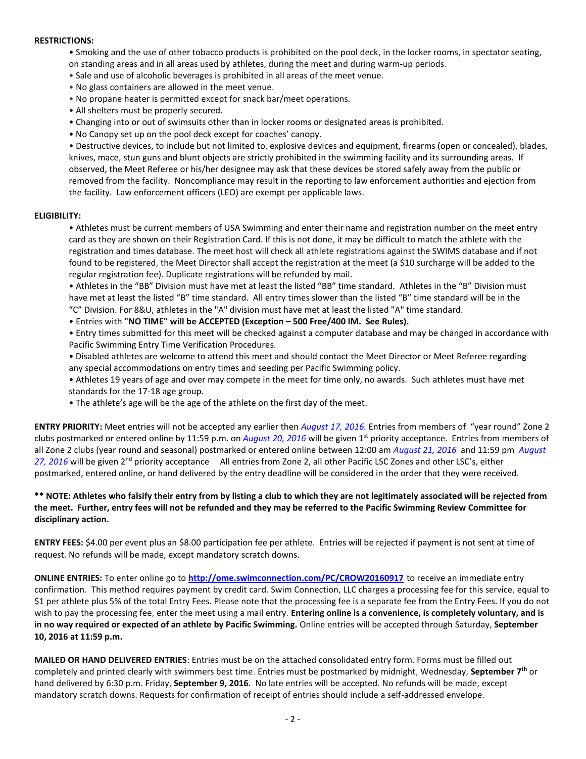**RESTRICTIONS:**

- Smoking and the use of other tobacco products is prohibited on the pool deck, in the locker rooms, in spectator seating, on standing areas and in all areas used by athletes, during the meet and during warm-up periods.
- Sale and use of alcoholic beverages is prohibited in all areas of the meet venue.
- No glass containers are allowed in the meet venue.
- No propane heater is permitted except for snack bar/meet operations.
- All shelters must be properly secured.
- Changing into or out of swimsuits other than in locker rooms or designated areas is prohibited.
- No Canopy set up on the pool deck except for coaches' canopy.
- Destructive devices, to include but not limited to, explosive devices and equipment, firearms (open or concealed), blades, knives, mace, stun guns and blunt objects are strictly prohibited in the swimming facility and its surrounding areas. If observed, the Meet Referee or his/her designee may ask that these devices be stored safely away from the public or removed from the facility. Noncompliance may result in the reporting to law enforcement authorities and ejection from the facility. Law enforcement officers (LEO) are exempt per applicable laws.

**ELIGIBILITY:**

- Athletes must be current members of USA Swimming and enter their name and registration number on the meet entry card as they are shown on their Registration Card. If this is not done, it may be difficult to match the athlete with the registration and times database. The meet host will check all athlete registrations against the SWIMS database and if not found to be registered, the Meet Director shall accept the registration at the meet (a $10 surcharge will be added to the regular registration fee). Duplicate registrations will be refunded by mail.
- Athletes in the "BB" Division must have met at least the listed "BB" time standard. Athletes in the "B" Division must have met at least the listed "B" time standard. All entry times slower than the listed "B" time standard will be in the "C" Division. For 8&U, athletes in the "A" division must have met at least the listed "A" time standard.
- Entries with **"NO TIME" will be ACCEPTED (Exception – 500 Free/400 IM. See Rules).**
- Entry times submitted for this meet will be checked against a computer database and may be changed in accordance with Pacific Swimming Entry Time Verification Procedures.
- Disabled athletes are welcome to attend this meet and should contact the Meet Director or Meet Referee regarding any special accommodations on entry times and seeding per Pacific Swimming policy.
- Athletes 19 years of age and over may compete in the meet for time only, no awards. Such athletes must have met standards for the 17-18 age group.
- The athlete's age will be the age of the athlete on the first day of the meet.

**ENTRY PRIORITY:** Meet entries will not be accepted any earlier then *August 17, 2016.* Entries from members of "year round" Zone 2 clubs postmarked or entered online by 11:59 p.m. on *August 20, 2016* will be given 1st priority acceptance. Entries from members of all Zone 2 clubs (year round and seasonal) postmarked or entered online between 12:00 am *August 21, 2016* and 11:59 pm *August 27, 2016* will be given 2nd priority acceptance All entries from Zone 2, all other Pacific LSC Zones and other LSC's, either postmarked, entered online, or hand delivered by the entry deadline will be considered in the order that they were received.

**** NOTE: Athletes who falsify their entry from by listing a club to which they are not legitimately associated will be rejected from the meet. Further, entry fees will not be refunded and they may be referred to the Pacific Swimming Review Committee for disciplinary action.**

**ENTRY FEES:** $4.00 per event plus an $8.00 participation fee per athlete. Entries will be rejected if payment is not sent at time of request. No refunds will be made, except mandatory scratch downs.

**ONLINE ENTRIES:** To enter online go to **http://ome.swimconnection.com/PC/CROW20160917** to receive an immediate entry confirmation. This method requires payment by credit card. Swim Connection, LLC charges a processing fee for this service, equal to $1 per athlete plus 5% of the total Entry Fees. Please note that the processing fee is a separate fee from the Entry Fees. If you do not wish to pay the processing fee, enter the meet using a mail entry. **Entering online is a convenience, is completely voluntary, and is in no way required or expected of an athlete by Pacific Swimming.** Online entries will be accepted through Saturday, **September 10, 2016 at 11:59 p.m.**

**MAILED OR HAND DELIVERED ENTRIES**: Entries must be on the attached consolidated entry form. Forms must be filled out completely and printed clearly with swimmers best time. Entries must be postmarked by midnight, Wednesday, **September 7th** or hand delivered by 6:30 p.m. Friday, **September 9, 2016**. No late entries will be accepted. No refunds will be made, except mandatory scratch downs. Requests for confirmation of receipt of entries should include a self-addressed envelope.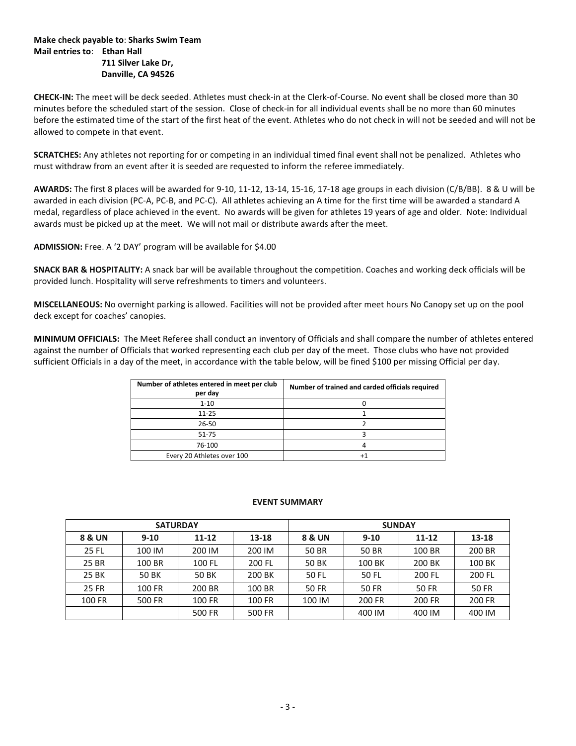**Make check payable to**: **Sharks Swim Team**
**Mail entries to**: **Ethan Hall**
**711 Silver Lake Dr,**
**Danville, CA 94526**

**CHECK-IN:** The meet will be deck seeded. Athletes must check-in at the Clerk-of-Course. No event shall be closed more than 30 minutes before the scheduled start of the session. Close of check-in for all individual events shall be no more than 60 minutes before the estimated time of the start of the first heat of the event. Athletes who do not check in will not be seeded and will not be allowed to compete in that event.

**SCRATCHES:** Any athletes not reporting for or competing in an individual timed final event shall not be penalized. Athletes who must withdraw from an event after it is seeded are requested to inform the referee immediately.

**AWARDS:** The first 8 places will be awarded for 9-10, 11-12, 13-14, 15-16, 17-18 age groups in each division (C/B/BB). 8 & U will be awarded in each division (PC-A, PC-B, and PC-C). All athletes achieving an A time for the first time will be awarded a standard A medal, regardless of place achieved in the event. No awards will be given for athletes 19 years of age and older. Note: Individual awards must be picked up at the meet. We will not mail or distribute awards after the meet.

**ADMISSION:** Free. A '2 DAY' program will be available for $4.00

**SNACK BAR & HOSPITALITY:** A snack bar will be available throughout the competition. Coaches and working deck officials will be provided lunch. Hospitality will serve refreshments to timers and volunteers.

**MISCELLANEOUS:** No overnight parking is allowed. Facilities will not be provided after meet hours No Canopy set up on the pool deck except for coaches' canopies.

**MINIMUM OFFICIALS:** The Meet Referee shall conduct an inventory of Officials and shall compare the number of athletes entered against the number of Officials that worked representing each club per day of the meet. Those clubs who have not provided sufficient Officials in a day of the meet, in accordance with the table below, will be fined $100 per missing Official per day.

| Number of athletes entered in meet per club per day | Number of trained and carded officials required |
|---|---|
| 1-10 | 0 |
| 11-25 | 1 |
| 26-50 | 2 |
| 51-75 | 3 |
| 76-100 | 4 |
| Every 20 Athletes over 100 | +1 |

**EVENT SUMMARY**

| SATURDAY | | | | SUNDAY | | | |
|---|---|---|---|---|---|---|---|
| 8 & UN | 9-10 | 11-12 | 13-18 | 8 & UN | 9-10 | 11-12 | 13-18 |
| 25 FL | 100 IM | 200 IM | 200 IM | 50 BR | 50 BR | 100 BR | 200 BR |
| 25 BR | 100 BR | 100 FL | 200 FL | 50 BK | 100 BK | 200 BK | 100 BK |
| 25 BK | 50 BK | 50 BK | 200 BK | 50 FL | 50 FL | 200 FL | 200 FL |
| 25 FR | 100 FR | 200 BR | 100 BR | 50 FR | 50 FR | 50 FR | 50 FR |
| 100 FR | 500 FR | 100 FR | 100 FR | 100 IM | 200 FR | 200 FR | 200 FR |
| | | 500 FR | 500 FR | | 400 IM | 400 IM | 400 IM |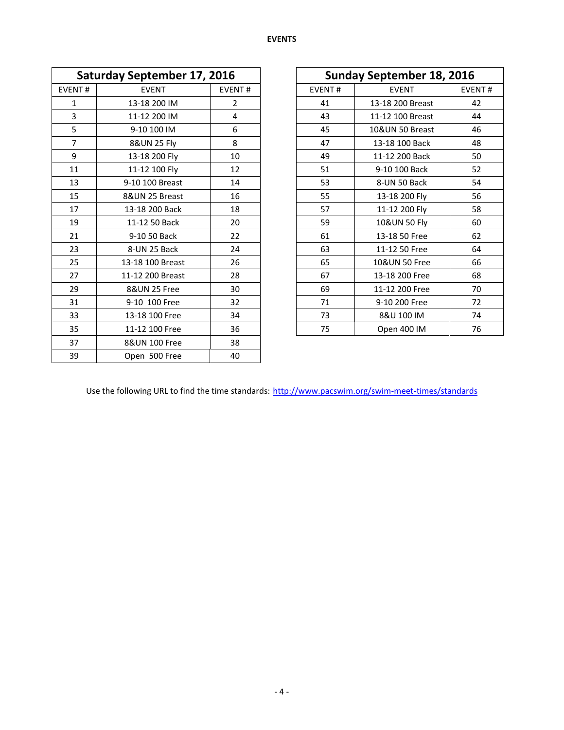**EVENTS**

| Saturday September 17, 2016 | | |
|---|---|---|
| EVENT # | EVENT | EVENT # |
| 1 | 13-18 200 IM | 2 |
| 3 | 11-12 200 IM | 4 |
| 5 | 9-10 100 IM | 6 |
| 7 | 8&UN 25 Fly | 8 |
| 9 | 13-18 200 Fly | 10 |
| 11 | 11-12 100 Fly | 12 |
| 13 | 9-10 100 Breast | 14 |
| 15 | 8&UN 25 Breast | 16 |
| 17 | 13-18 200 Back | 18 |
| 19 | 11-12 50 Back | 20 |
| 21 | 9-10 50 Back | 22 |
| 23 | 8-UN 25 Back | 24 |
| 25 | 13-18 100 Breast | 26 |
| 27 | 11-12 200 Breast | 28 |
| 29 | 8&UN 25 Free | 30 |
| 31 | 9-10 100 Free | 32 |
| 33 | 13-18 100 Free | 34 |
| 35 | 11-12 100 Free | 36 |
| 37 | 8&UN 100 Free | 38 |
| 39 | Open 500 Free | 40 |

| Sunday September 18, 2016 | | |
|---|---|---|
| EVENT # | EVENT | EVENT # |
| 41 | 13-18 200 Breast | 42 |
| 43 | 11-12 100 Breast | 44 |
| 45 | 10&UN 50 Breast | 46 |
| 47 | 13-18 100 Back | 48 |
| 49 | 11-12 200 Back | 50 |
| 51 | 9-10 100 Back | 52 |
| 53 | 8-UN 50 Back | 54 |
| 55 | 13-18 200 Fly | 56 |
| 57 | 11-12 200 Fly | 58 |
| 59 | 10&UN 50 Fly | 60 |
| 61 | 13-18 50 Free | 62 |
| 63 | 11-12 50 Free | 64 |
| 65 | 10&UN 50 Free | 66 |
| 67 | 13-18 200 Free | 68 |
| 69 | 11-12 200 Free | 70 |
| 71 | 9-10 200 Free | 72 |
| 73 | 8&U 100 IM | 74 |
| 75 | Open 400 IM | 76 |

Use the following URL to find the time standards: http://www.pacswim.org/swim-meet-times/standards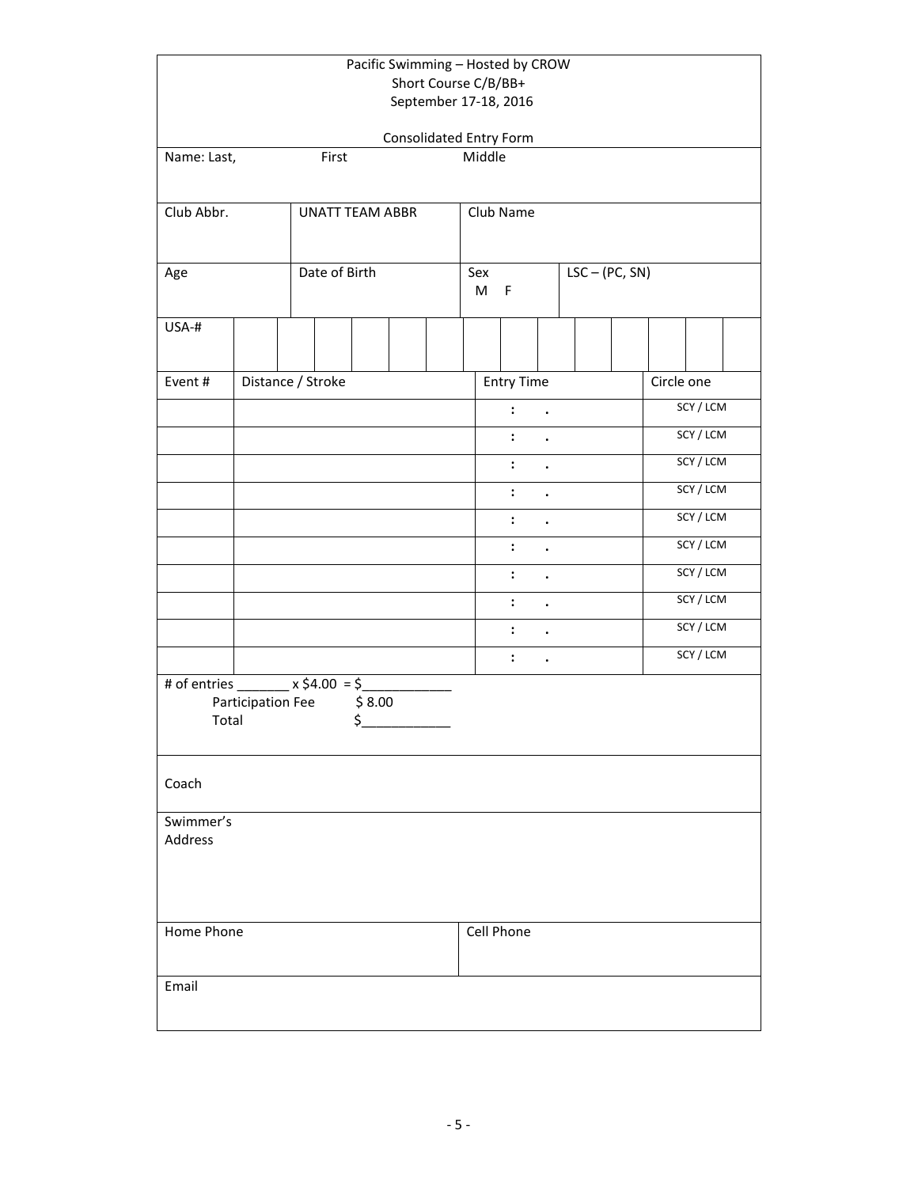Pacific Swimming – Hosted by CROW
Short Course C/B/BB+
September 17-18, 2016

Consolidated Entry Form

| Name: Last, | First | Middle |
|---|---|---|
| | | |

| Club Abbr. | UNATT TEAM ABBR | Club Name |
|---|---|---|
| | | |

| Age | Date of Birth | Sex M F | LSC – (PC, SN) |
|---|---|---|---|
| | | | |

| USA-# | | | | | | | | | | | | | | |
|---|---|---|---|---|---|---|---|---|---|---|---|---|---|---|
| | | | | | | | | | | | | | | |

| Event # | Distance / Stroke | Entry Time | Circle one |
|---|---|---|---|
| | | : . | SCY / LCM |
| | | : . | SCY / LCM |
| | | : . | SCY / LCM |
| | | : . | SCY / LCM |
| | | : . | SCY / LCM |
| | | : . | SCY / LCM |
| | | : . | SCY / LCM |
| | | : . | SCY / LCM |
| | | : . | SCY / LCM |
| | | : . | SCY / LCM |

# of entries _______ x $4.00 = $____________
Participation Fee $ 8.00
Total $____________

Coach

Swimmer's Address

| Home Phone | Cell Phone |
|---|---|
| | |

Email